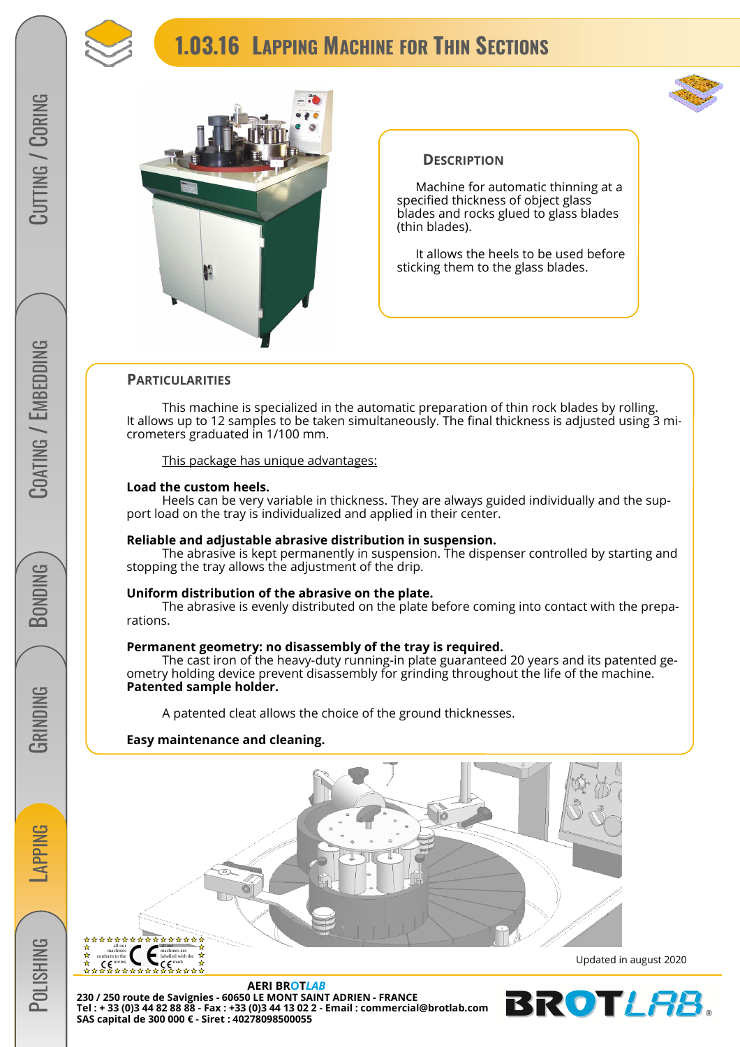# 1.03.16 Lapping Machine for Thin Sections

## Description

Machine for automatic thinning at a specified thickness of object glass blades and rocks glued to glass blades (thin blades).

It allows the heels to be used before sticking them to the glass blades.

## Particularities

This machine is specialized in the automatic preparation of thin rock blades by rolling. It allows up to 12 samples to be taken simultaneously. The final thickness is adjusted using 3 micrometers graduated in 1/100 mm.

This package has unique advantages:

**Load the custom heels.**
Heels can be very variable in thickness. They are always guided individually and the support load on the tray is individualized and applied in their center.

**Reliable and adjustable abrasive distribution in suspension.**
The abrasive is kept permanently in suspension. The dispenser controlled by starting and stopping the tray allows the adjustment of the drip.

**Uniform distribution of the abrasive on the plate.**
The abrasive is evenly distributed on the plate before coming into contact with the preparations.

**Permanent geometry: no disassembly of the tray is required.**
The cast iron of the heavy-duty running-in plate guaranteed 20 years and its patented geometry holding device prevent disassembly for grinding throughout the life of the machine.
**Patented sample holder.**

A patented cleat allows the choice of the ground thicknesses.

**Easy maintenance and cleaning.**

Updated in august 2020

**AERI BROTLAB**
**230 / 250 route de Savignies - 60650 LE MONT SAINT ADRIEN - FRANCE**
**Tel : + 33 (0)3 44 82 88 88 - Fax : +33 (0)3 44 13 02 2 - Email : commercial@brotlab.com**
**SAS capital de 300 000 € - Siret : 40278098500055**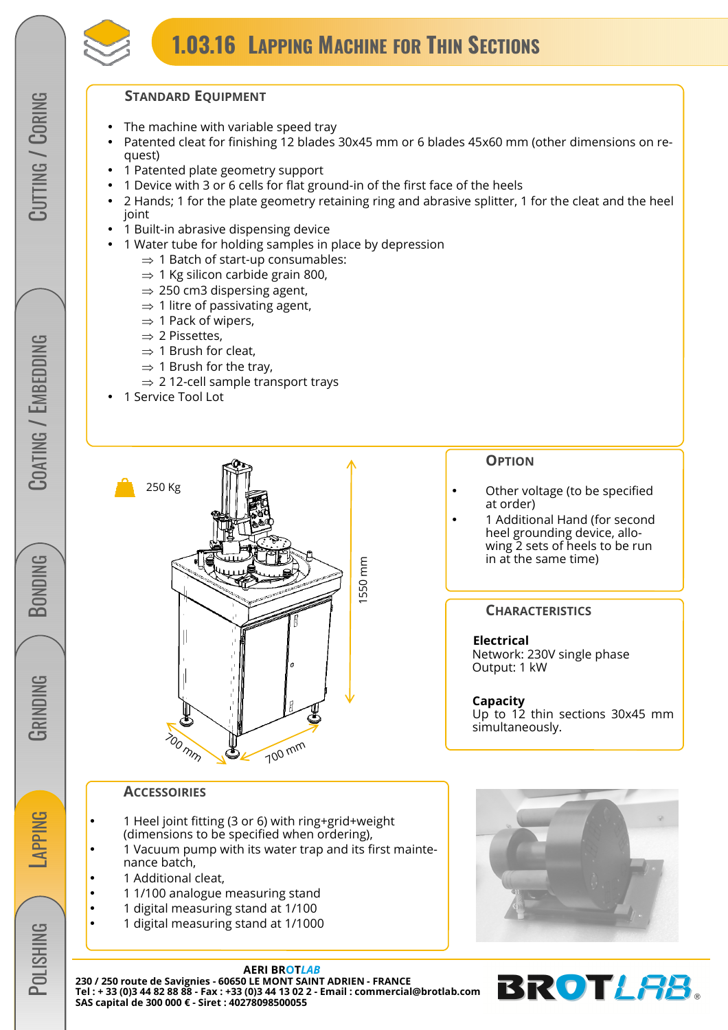# 1.03.16 Lapping Machine for Thin Sections

## Standard Equipment

- The machine with variable speed tray
- Patented cleat for finishing 12 blades 30x45 mm or 6 blades 45x60 mm (other dimensions on request)
- 1 Patented plate geometry support
- 1 Device with 3 or 6 cells for flat ground-in of the first face of the heels
- 2 Hands; 1 for the plate geometry retaining ring and abrasive splitter, 1 for the cleat and the heel joint
- 1 Built-in abrasive dispensing device
- 1 Water tube for holding samples in place by depression
  - ⇒ 1 Batch of start-up consumables:
  - ⇒ 1 Kg silicon carbide grain 800,
  - ⇒ 250 cm3 dispersing agent,
  - ⇒ 1 litre of passivating agent,
  - ⇒ 1 Pack of wipers,
  - ⇒ 2 Pissettes,
  - ⇒ 1 Brush for cleat,
  - ⇒ 1 Brush for the tray,
  - ⇒ 2 12-cell sample transport trays
- 1 Service Tool Lot

250 Kg

1550 mm

700 mm

700 mm

## Option

- Other voltage (to be specified at order)
- 1 Additional Hand (for second heel grounding device, allowing 2 sets of heels to be run in at the same time)

## Characteristics

**Electrical**
Network: 230V single phase
Output: 1 kW

**Capacity**
Up to 12 thin sections 30x45 mm simultaneously.

## Accessories

- 1 Heel joint fitting (3 or 6) with ring+grid+weight (dimensions to be specified when ordering),
- 1 Vacuum pump with its water trap and its first maintenance batch,
- 1 Additional cleat,
- 1 1/100 analogue measuring stand
- 1 digital measuring stand at 1/100
- 1 digital measuring stand at 1/1000

**AERI BROT*LAB***
**230 / 250 route de Savignies - 60650 LE MONT SAINT ADRIEN - FRANCE**
**Tel : + 33 (0)3 44 82 88 88 - Fax : +33 (0)3 44 13 02 2 - Email : commercial@brotlab.com**
**SAS capital de 300 000 € - Siret : 40278098500055**